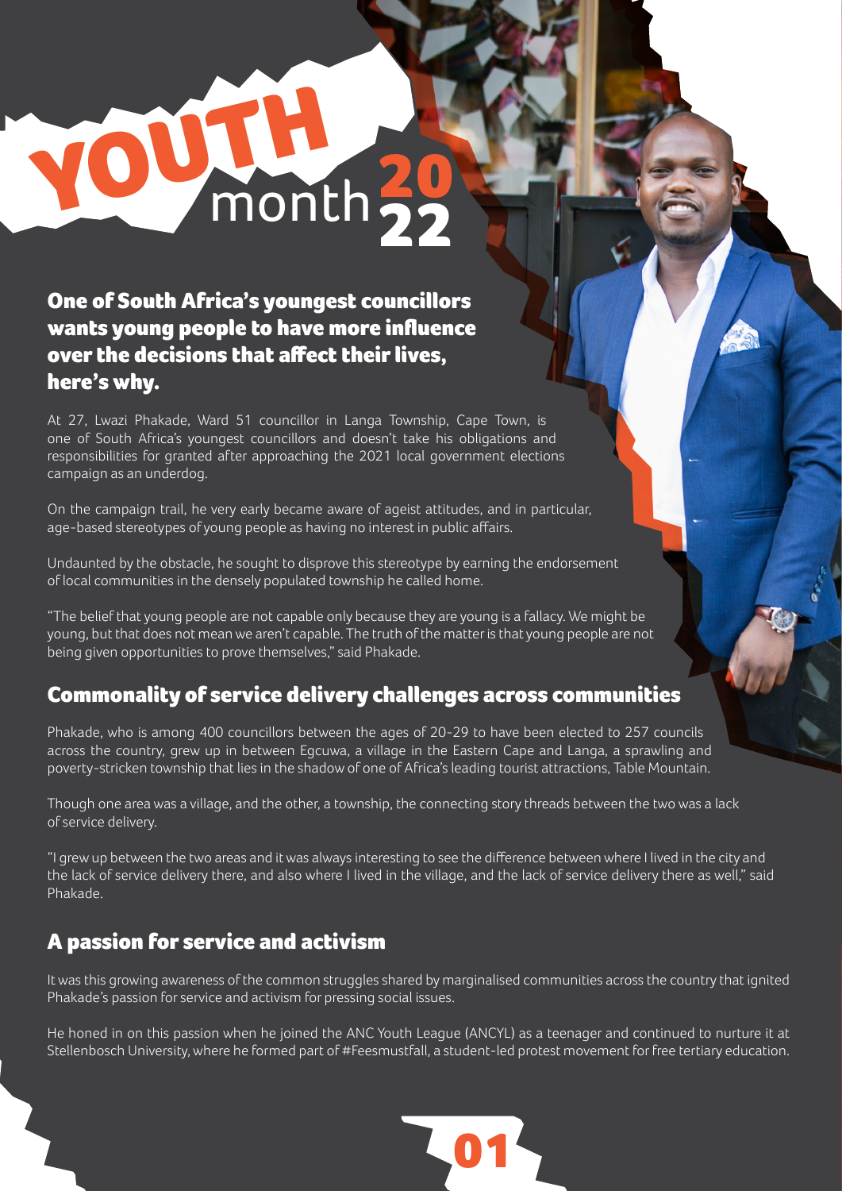# YOUTH month 2022

## One of South Africa's youngest councillors wants young people to have more influence over the decisions that affect their lives, here's why.

At 27, Lwazi Phakade, Ward 51 councillor in Langa Township, Cape Town, is one of South Africa's youngest councillors and doesn't take his obligations and responsibilities for granted after approaching the 2021 local government elections campaign as an underdog.

On the campaign trail, he very early became aware of ageist attitudes, and in particular, age-based stereotypes of young people as having no interest in public affairs.

Undaunted by the obstacle, he sought to disprove this stereotype by earning the endorsement of local communities in the densely populated township he called home.

"The belief that young people are not capable only because they are young is a fallacy. We might be young, but that does not mean we aren't capable. The truth of the matter is that young people are not being given opportunities to prove themselves," said Phakade.

## Commonality of service delivery challenges across communities

Phakade, who is among 400 councillors between the ages of 20-29 to have been elected to 257 councils across the country, grew up in between Egcuwa, a village in the Eastern Cape and Langa, a sprawling and poverty-stricken township that lies in the shadow of one of Africa's leading tourist attractions, Table Mountain.

Though one area was a village, and the other, a township, the connecting story threads between the two was a lack of service delivery.

"I grew up between the two areas and it was always interesting to see the difference between where I lived in the city and the lack of service delivery there, and also where I lived in the village, and the lack of service delivery there as well," said Phakade.

## A passion for service and activism

It was this growing awareness of the common struggles shared by marginalised communities across the country that ignited Phakade's passion for service and activism for pressing social issues.

He honed in on this passion when he joined the ANC Youth League (ANCYL) as a teenager and continued to nurture it at Stellenbosch University, where he formed part of #Feesmustfall, a student-led protest movement for free tertiary education.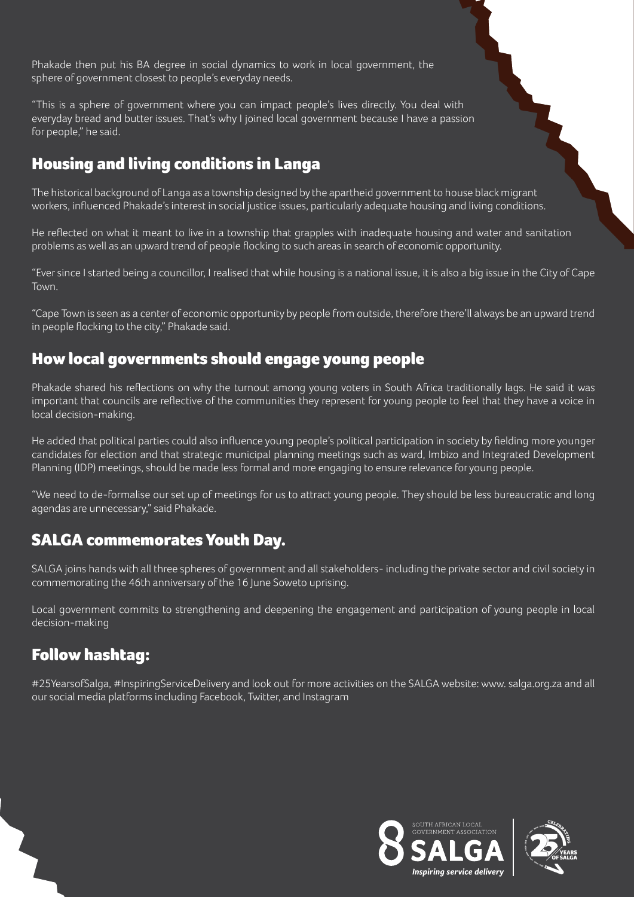Phakade then put his BA degree in social dynamics to work in local government, the sphere of government closest to people's everyday needs.

"This is a sphere of government where you can impact people's lives directly. You deal with everyday bread and butter issues. That's why I joined local government because I have a passion for people," he said.

## Housing and living conditions in Langa

The historical background of Langa as a township designed by the apartheid government to house black migrant workers, influenced Phakade's interest in social justice issues, particularly adequate housing and living conditions.

He reflected on what it meant to live in a township that grapples with inadequate housing and water and sanitation problems as well as an upward trend of people flocking to such areas in search of economic opportunity.

"Ever since I started being a councillor, I realised that while housing is a national issue, it is also a big issue in the City of Cape Town.

"Cape Town is seen as a center of economic opportunity by people from outside, therefore there'll always be an upward trend in people flocking to the city," Phakade said.

## How local governments should engage young people

Phakade shared his reflections on why the turnout among young voters in South Africa traditionally lags. He said it was important that councils are reflective of the communities they represent for young people to feel that they have a voice in local decision-making.

He added that political parties could also influence young people's political participation in society by fielding more younger candidates for election and that strategic municipal planning meetings such as ward, Imbizo and Integrated Development Planning (IDP) meetings, should be made less formal and more engaging to ensure relevance for young people.

"We need to de-formalise our set up of meetings for us to attract young people. They should be less bureaucratic and long agendas are unnecessary," said Phakade.

## SALGA commemorates Youth Day.

SALGA joins hands with all three spheres of government and all stakeholders- including the private sector and civil society in commemorating the 46th anniversary of the 16 June Soweto uprising.

Local government commits to strengthening and deepening the engagement and participation of young people in local decision-making

## Follow hashtag:

#25YearsofSalga, #InspiringServiceDelivery and look out for more activities on the SALGA website: www. salga.org.za and all our social media platforms including Facebook, Twitter, and Instagram

SOUTH AFRICAN LOCAL GOVERNMENT ASSOCIATION
SALGA
*Inspiring service delivery*

CELEBRATING 25 YEARS OF SALGA